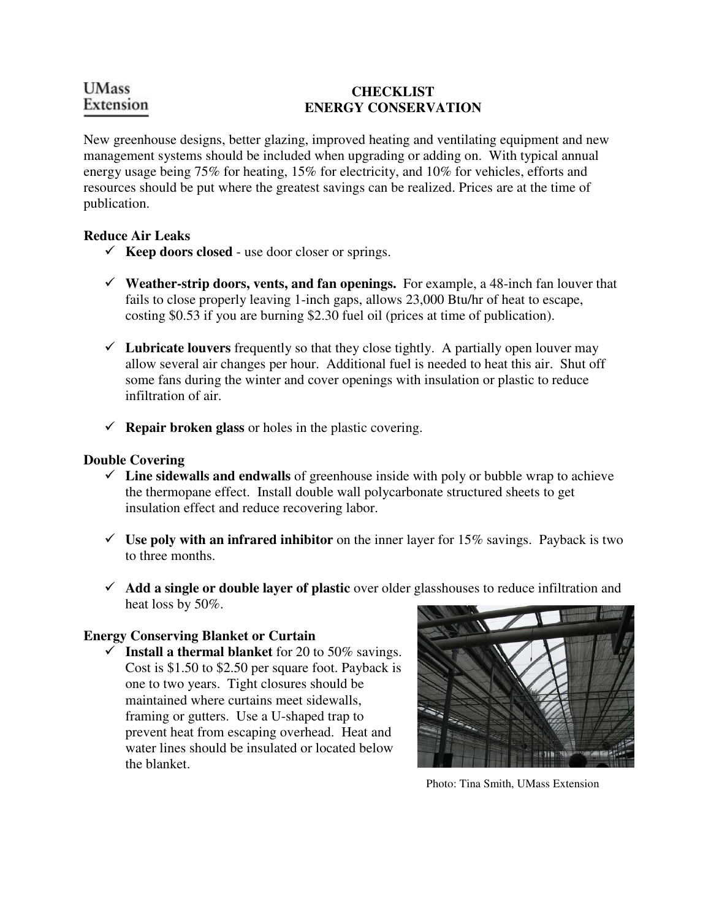UMass Extension

# CHECKLIST
# ENERGY CONSERVATION

New greenhouse designs, better glazing, improved heating and ventilating equipment and new management systems should be included when upgrading or adding on. With typical annual energy usage being 75% for heating, 15% for electricity, and 10% for vehicles, efforts and resources should be put where the greatest savings can be realized. Prices are at the time of publication.

## Reduce Air Leaks

- ✓ **Keep doors closed** - use door closer or springs.
- ✓ **Weather-strip doors, vents, and fan openings.** For example, a 48-inch fan louver that fails to close properly leaving 1-inch gaps, allows 23,000 Btu/hr of heat to escape, costing $0.53 if you are burning $2.30 fuel oil (prices at time of publication).
- ✓ **Lubricate louvers** frequently so that they close tightly. A partially open louver may allow several air changes per hour. Additional fuel is needed to heat this air. Shut off some fans during the winter and cover openings with insulation or plastic to reduce infiltration of air.
- ✓ **Repair broken glass** or holes in the plastic covering.

## Double Covering

- ✓ **Line sidewalls and endwalls** of greenhouse inside with poly or bubble wrap to achieve the thermopane effect. Install double wall polycarbonate structured sheets to get insulation effect and reduce recovering labor.
- ✓ **Use poly with an infrared inhibitor** on the inner layer for 15% savings. Payback is two to three months.
- ✓ **Add a single or double layer of plastic** over older glasshouses to reduce infiltration and heat loss by 50%.

## Energy Conserving Blanket or Curtain

- ✓ **Install a thermal blanket** for 20 to 50% savings. Cost is $1.50 to $2.50 per square foot. Payback is one to two years. Tight closures should be maintained where curtains meet sidewalls, framing or gutters. Use a U-shaped trap to prevent heat from escaping overhead. Heat and water lines should be insulated or located below the blanket.

Photo: Tina Smith, UMass Extension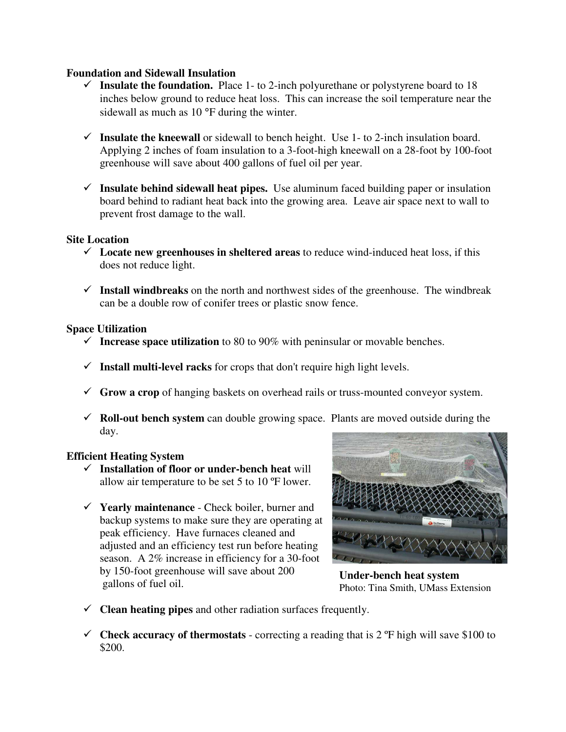### Foundation and Sidewall Insulation

- ✓ **Insulate the foundation.** Place 1- to 2-inch polyurethane or polystyrene board to 18 inches below ground to reduce heat loss. This can increase the soil temperature near the sidewall as much as 10 °F during the winter.
- ✓ **Insulate the kneewall** or sidewall to bench height. Use 1- to 2-inch insulation board. Applying 2 inches of foam insulation to a 3-foot-high kneewall on a 28-foot by 100-foot greenhouse will save about 400 gallons of fuel oil per year.
- ✓ **Insulate behind sidewall heat pipes.** Use aluminum faced building paper or insulation board behind to radiant heat back into the growing area. Leave air space next to wall to prevent frost damage to the wall.

### Site Location

- ✓ **Locate new greenhouses in sheltered areas** to reduce wind-induced heat loss, if this does not reduce light.
- ✓ **Install windbreaks** on the north and northwest sides of the greenhouse. The windbreak can be a double row of conifer trees or plastic snow fence.

### Space Utilization

- ✓ **Increase space utilization** to 80 to 90% with peninsular or movable benches.
- ✓ **Install multi-level racks** for crops that don't require high light levels.
- ✓ **Grow a crop** of hanging baskets on overhead rails or truss-mounted conveyor system.
- ✓ **Roll-out bench system** can double growing space. Plants are moved outside during the day.

### Efficient Heating System

- ✓ **Installation of floor or under-bench heat** will allow air temperature to be set 5 to 10 ºF lower.
- ✓ **Yearly maintenance** - Check boiler, burner and backup systems to make sure they are operating at peak efficiency. Have furnaces cleaned and adjusted and an efficiency test run before heating season. A 2% increase in efficiency for a 30-foot by 150-foot greenhouse will save about 200 gallons of fuel oil.

**Under-bench heat system**
Photo: Tina Smith, UMass Extension

- ✓ **Clean heating pipes** and other radiation surfaces frequently.
- ✓ **Check accuracy of thermostats** - correcting a reading that is 2 ºF high will save $100 to $200.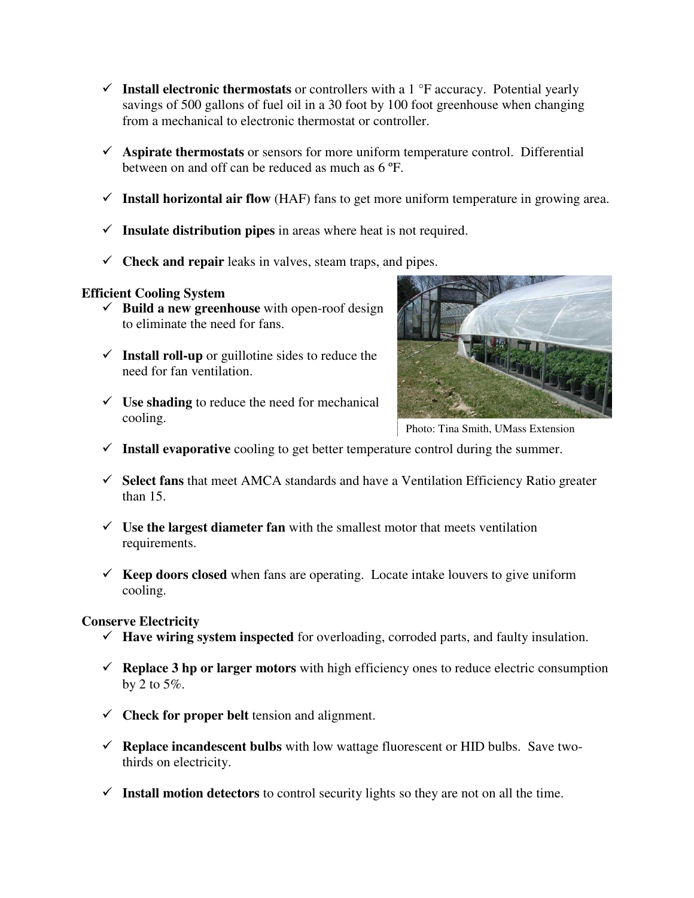- **Install electronic thermostats** or controllers with a 1 °F accuracy. Potential yearly savings of 500 gallons of fuel oil in a 30 foot by 100 foot greenhouse when changing from a mechanical to electronic thermostat or controller.

- **Aspirate thermostats** or sensors for more uniform temperature control. Differential between on and off can be reduced as much as 6 ºF.

- **Install horizontal air flow** (HAF) fans to get more uniform temperature in growing area.

- **Insulate distribution pipes** in areas where heat is not required.

- **Check and repair** leaks in valves, steam traps, and pipes.

**Efficient Cooling System**

- **Build a new greenhouse** with open-roof design to eliminate the need for fans.

- **Install roll-up** or guillotine sides to reduce the need for fan ventilation.

- **Use shading** to reduce the need for mechanical cooling.

Photo: Tina Smith, UMass Extension

- **Install evaporative** cooling to get better temperature control during the summer.

- **Select fans** that meet AMCA standards and have a Ventilation Efficiency Ratio greater than 15.

- **Use the largest diameter fan** with the smallest motor that meets ventilation requirements.

- **Keep doors closed** when fans are operating. Locate intake louvers to give uniform cooling.

**Conserve Electricity**

- **Have wiring system inspected** for overloading, corroded parts, and faulty insulation.

- **Replace 3 hp or larger motors** with high efficiency ones to reduce electric consumption by 2 to 5%.

- **Check for proper belt** tension and alignment.

- **Replace incandescent bulbs** with low wattage fluorescent or HID bulbs. Save two-thirds on electricity.

- **Install motion detectors** to control security lights so they are not on all the time.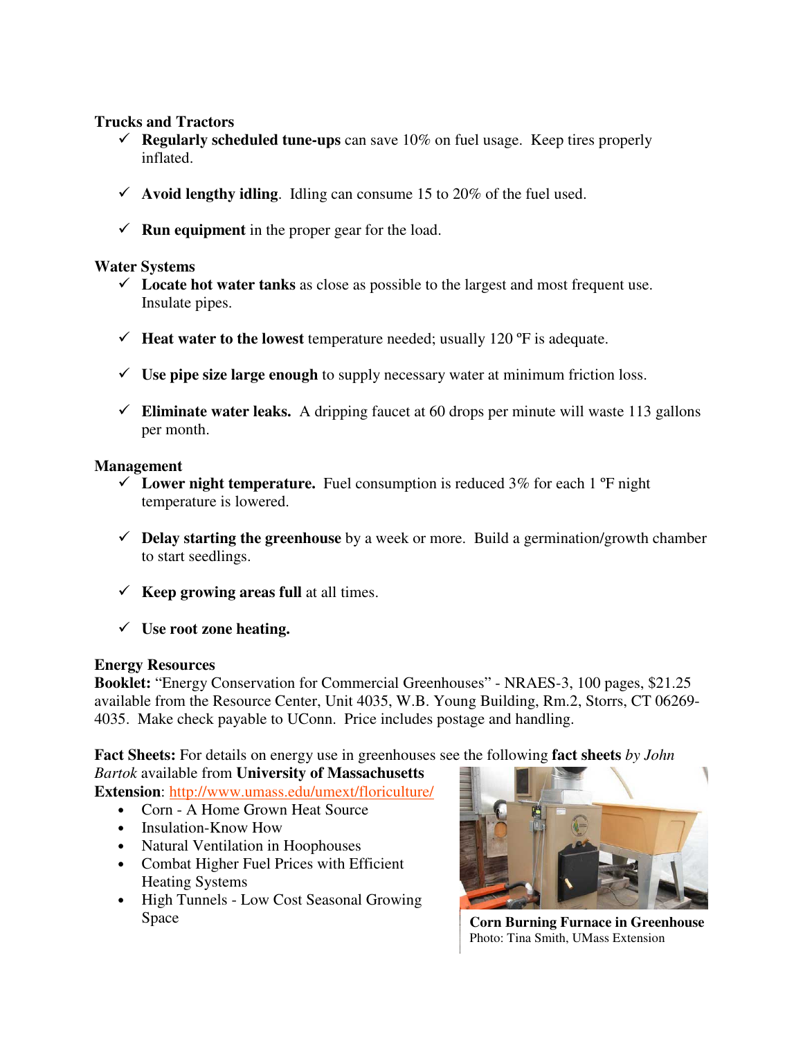### Trucks and Tractors

- ✓ **Regularly scheduled tune-ups** can save 10% on fuel usage. Keep tires properly inflated.
- ✓ **Avoid lengthy idling**. Idling can consume 15 to 20% of the fuel used.
- ✓ **Run equipment** in the proper gear for the load.

### Water Systems

- ✓ **Locate hot water tanks** as close as possible to the largest and most frequent use. Insulate pipes.
- ✓ **Heat water to the lowest** temperature needed; usually 120 ºF is adequate.
- ✓ **Use pipe size large enough** to supply necessary water at minimum friction loss.
- ✓ **Eliminate water leaks.** A dripping faucet at 60 drops per minute will waste 113 gallons per month.

### Management

- ✓ **Lower night temperature.** Fuel consumption is reduced 3% for each 1 ºF night temperature is lowered.
- ✓ **Delay starting the greenhouse** by a week or more. Build a germination/growth chamber to start seedlings.
- ✓ **Keep growing areas full** at all times.
- ✓ **Use root zone heating.**

### Energy Resources

**Booklet:** "Energy Conservation for Commercial Greenhouses" - NRAES-3, 100 pages, $21.25 available from the Resource Center, Unit 4035, W.B. Young Building, Rm.2, Storrs, CT 06269-4035. Make check payable to UConn. Price includes postage and handling.

**Fact Sheets:** For details on energy use in greenhouses see the following **fact sheets** *by John Bartok* available from **University of Massachusetts Extension**: http://www.umass.edu/umext/floriculture/

- Corn - A Home Grown Heat Source
- Insulation-Know How
- Natural Ventilation in Hoophouses
- Combat Higher Fuel Prices with Efficient Heating Systems
- High Tunnels - Low Cost Seasonal Growing Space

**Corn Burning Furnace in Greenhouse**
Photo: Tina Smith, UMass Extension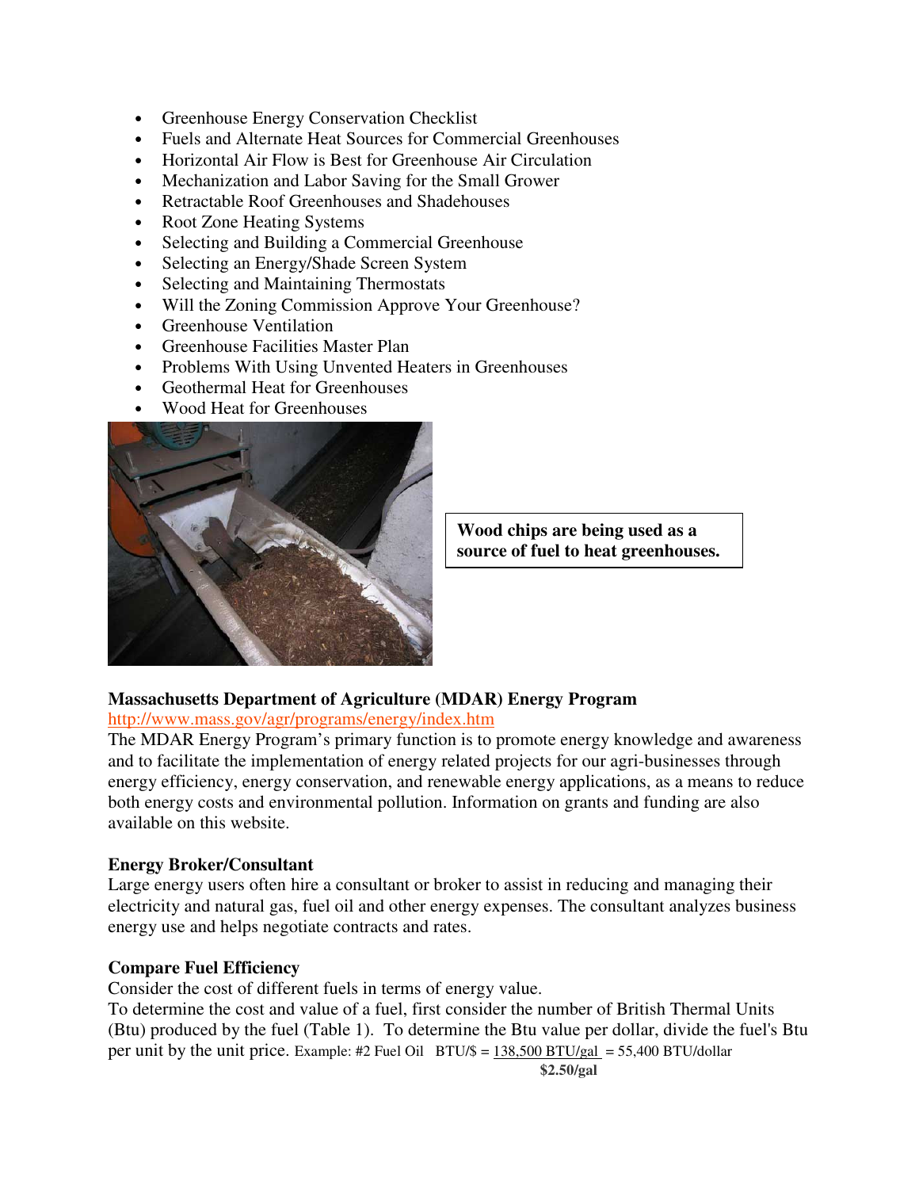- Greenhouse Energy Conservation Checklist
- Fuels and Alternate Heat Sources for Commercial Greenhouses
- Horizontal Air Flow is Best for Greenhouse Air Circulation
- Mechanization and Labor Saving for the Small Grower
- Retractable Roof Greenhouses and Shadehouses
- Root Zone Heating Systems
- Selecting and Building a Commercial Greenhouse
- Selecting an Energy/Shade Screen System
- Selecting and Maintaining Thermostats
- Will the Zoning Commission Approve Your Greenhouse?
- Greenhouse Ventilation
- Greenhouse Facilities Master Plan
- Problems With Using Unvented Heaters in Greenhouses
- Geothermal Heat for Greenhouses
- Wood Heat for Greenhouses

**Wood chips are being used as a source of fuel to heat greenhouses.**

**Massachusetts Department of Agriculture (MDAR) Energy Program**

http://www.mass.gov/agr/programs/energy/index.htm

The MDAR Energy Program's primary function is to promote energy knowledge and awareness and to facilitate the implementation of energy related projects for our agri-businesses through energy efficiency, energy conservation, and renewable energy applications, as a means to reduce both energy costs and environmental pollution. Information on grants and funding are also available on this website.

**Energy Broker/Consultant**

Large energy users often hire a consultant or broker to assist in reducing and managing their electricity and natural gas, fuel oil and other energy expenses. The consultant analyzes business energy use and helps negotiate contracts and rates.

**Compare Fuel Efficiency**

Consider the cost of different fuels in terms of energy value.

To determine the cost and value of a fuel, first consider the number of British Thermal Units (Btu) produced by the fuel (Table 1). To determine the Btu value per dollar, divide the fuel's Btu per unit by the unit price. Example: #2 Fuel Oil $\text{BTU/\$} = \frac{138{,}500 \text{ BTU/gal}}{\$2.50\text{/gal}} = 55{,}400 \text{ BTU/dollar}$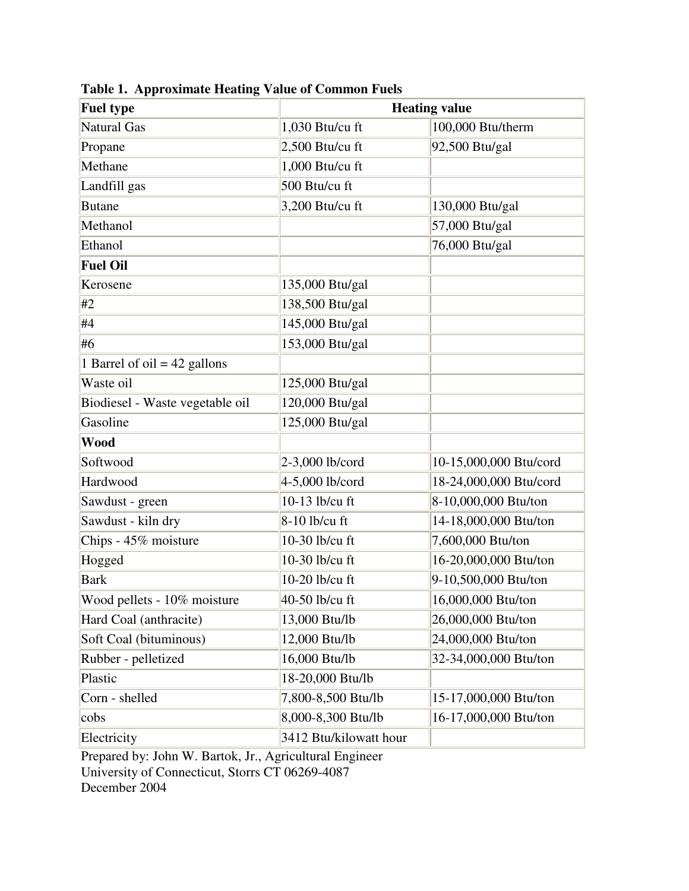**Table 1. Approximate Heating Value of Common Fuels**

| **Fuel type** | **Heating value** | |
|---|---|---|
| Natural Gas | 1,030 Btu/cu ft | 100,000 Btu/therm |
| Propane | 2,500 Btu/cu ft | 92,500 Btu/gal |
| Methane | 1,000 Btu/cu ft | |
| Landfill gas | 500 Btu/cu ft | |
| Butane | 3,200 Btu/cu ft | 130,000 Btu/gal |
| Methanol | | 57,000 Btu/gal |
| Ethanol | | 76,000 Btu/gal |
| **Fuel Oil** | | |
| Kerosene | 135,000 Btu/gal | |
| #2 | 138,500 Btu/gal | |
| #4 | 145,000 Btu/gal | |
| #6 | 153,000 Btu/gal | |
| 1 Barrel of oil = 42 gallons | | |
| Waste oil | 125,000 Btu/gal | |
| Biodiesel - Waste vegetable oil | 120,000 Btu/gal | |
| Gasoline | 125,000 Btu/gal | |
| **Wood** | | |
| Softwood | 2-3,000 lb/cord | 10-15,000,000 Btu/cord |
| Hardwood | 4-5,000 lb/cord | 18-24,000,000 Btu/cord |
| Sawdust - green | 10-13 lb/cu ft | 8-10,000,000 Btu/ton |
| Sawdust - kiln dry | 8-10 lb/cu ft | 14-18,000,000 Btu/ton |
| Chips - 45% moisture | 10-30 lb/cu ft | 7,600,000 Btu/ton |
| Hogged | 10-30 lb/cu ft | 16-20,000,000 Btu/ton |
| Bark | 10-20 lb/cu ft | 9-10,500,000 Btu/ton |
| Wood pellets - 10% moisture | 40-50 lb/cu ft | 16,000,000 Btu/ton |
| Hard Coal (anthracite) | 13,000 Btu/lb | 26,000,000 Btu/ton |
| Soft Coal (bituminous) | 12,000 Btu/lb | 24,000,000 Btu/ton |
| Rubber - pelletized | 16,000 Btu/lb | 32-34,000,000 Btu/ton |
| Plastic | 18-20,000 Btu/lb | |
| Corn - shelled | 7,800-8,500 Btu/lb | 15-17,000,000 Btu/ton |
| cobs | 8,000-8,300 Btu/lb | 16-17,000,000 Btu/ton |
| Electricity | 3412 Btu/kilowatt hour | |

Prepared by: John W. Bartok, Jr., Agricultural Engineer
University of Connecticut, Storrs CT 06269-4087
December 2004